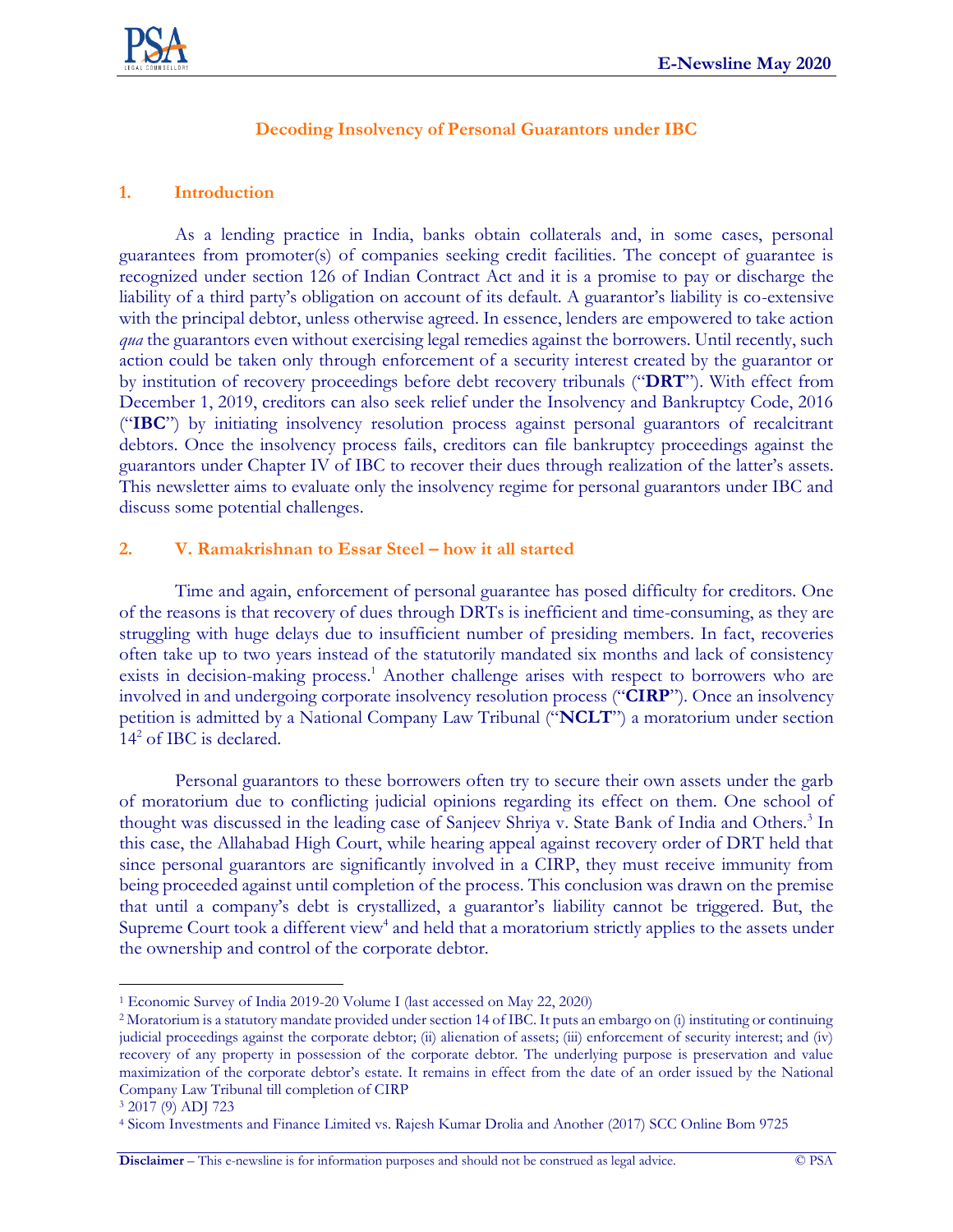# Decoding Insolvency of Personal Guarantors under IBC

## 1. Introduction

As a lending practice in India, banks obtain collaterals and, in some cases, personal guarantees from promoter(s) of companies seeking credit facilities. The concept of guarantee is recognized under section 126 of Indian Contract Act and it is a promise to pay or discharge the liability of a third party's obligation on account of its default. A guarantor's liability is co-extensive with the principal debtor, unless otherwise agreed. In essence, lenders are empowered to take action *qua* the guarantors even without exercising legal remedies against the borrowers. Until recently, such action could be taken only through enforcement of a security interest created by the guarantor or by institution of recovery proceedings before debt recovery tribunals ("**DRT**"). With effect from December 1, 2019, creditors can also seek relief under the Insolvency and Bankruptcy Code, 2016 ("**IBC**") by initiating insolvency resolution process against personal guarantors of recalcitrant debtors. Once the insolvency process fails, creditors can file bankruptcy proceedings against the guarantors under Chapter IV of IBC to recover their dues through realization of the latter's assets. This newsletter aims to evaluate only the insolvency regime for personal guarantors under IBC and discuss some potential challenges.

## 2. V. Ramakrishnan to Essar Steel – how it all started

Time and again, enforcement of personal guarantee has posed difficulty for creditors. One of the reasons is that recovery of dues through DRTs is inefficient and time-consuming, as they are struggling with huge delays due to insufficient number of presiding members. In fact, recoveries often take up to two years instead of the statutorily mandated six months and lack of consistency exists in decision-making process.[1] Another challenge arises with respect to borrowers who are involved in and undergoing corporate insolvency resolution process ("**CIRP**"). Once an insolvency petition is admitted by a National Company Law Tribunal ("**NCLT**") a moratorium under section 14[2] of IBC is declared.

Personal guarantors to these borrowers often try to secure their own assets under the garb of moratorium due to conflicting judicial opinions regarding its effect on them. One school of thought was discussed in the leading case of Sanjeev Shriya v. State Bank of India and Others.[3] In this case, the Allahabad High Court, while hearing appeal against recovery order of DRT held that since personal guarantors are significantly involved in a CIRP, they must receive immunity from being proceeded against until completion of the process. This conclusion was drawn on the premise that until a company's debt is crystallized, a guarantor's liability cannot be triggered. But, the Supreme Court took a different view[4] and held that a moratorium strictly applies to the assets under the ownership and control of the corporate debtor.

---

[1] Economic Survey of India 2019-20 Volume I (last accessed on May 22, 2020)

[2] Moratorium is a statutory mandate provided under section 14 of IBC. It puts an embargo on (i) instituting or continuing judicial proceedings against the corporate debtor; (ii) alienation of assets; (iii) enforcement of security interest; and (iv) recovery of any property in possession of the corporate debtor. The underlying purpose is preservation and value maximization of the corporate debtor's estate. It remains in effect from the date of an order issued by the National Company Law Tribunal till completion of CIRP

[3] 2017 (9) ADJ 723

[4] Sicom Investments and Finance Limited vs. Rajesh Kumar Drolia and Another (2017) SCC Online Bom 9725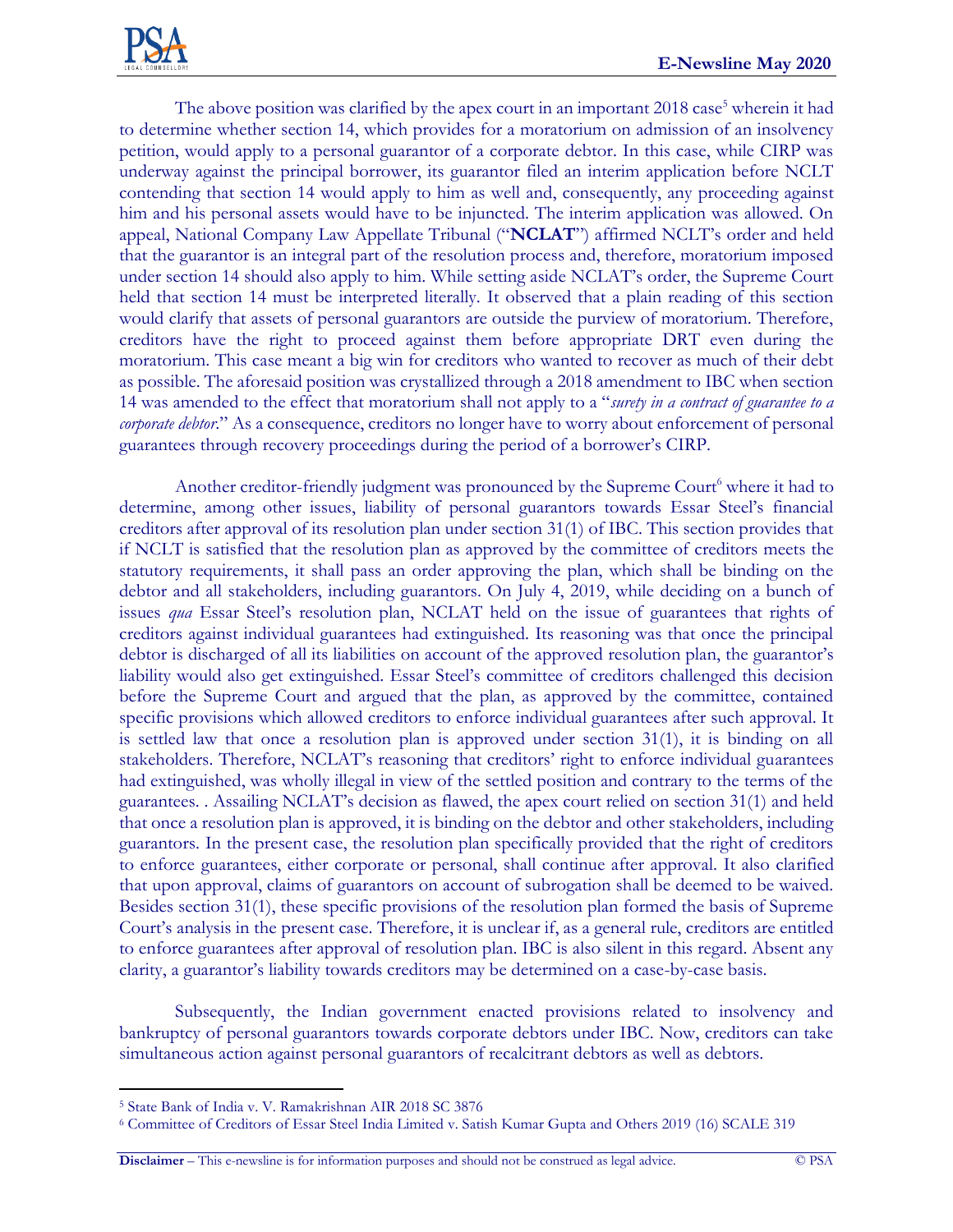The above position was clarified by the apex court in an important 2018 case[5] wherein it had to determine whether section 14, which provides for a moratorium on admission of an insolvency petition, would apply to a personal guarantor of a corporate debtor. In this case, while CIRP was underway against the principal borrower, its guarantor filed an interim application before NCLT contending that section 14 would apply to him as well and, consequently, any proceeding against him and his personal assets would have to be injuncted. The interim application was allowed. On appeal, National Company Law Appellate Tribunal ("**NCLAT**") affirmed NCLT's order and held that the guarantor is an integral part of the resolution process and, therefore, moratorium imposed under section 14 should also apply to him. While setting aside NCLAT's order, the Supreme Court held that section 14 must be interpreted literally. It observed that a plain reading of this section would clarify that assets of personal guarantors are outside the purview of moratorium. Therefore, creditors have the right to proceed against them before appropriate DRT even during the moratorium. This case meant a big win for creditors who wanted to recover as much of their debt as possible. The aforesaid position was crystallized through a 2018 amendment to IBC when section 14 was amended to the effect that moratorium shall not apply to a "*surety in a contract of guarantee to a corporate debtor*." As a consequence, creditors no longer have to worry about enforcement of personal guarantees through recovery proceedings during the period of a borrower's CIRP.

Another creditor-friendly judgment was pronounced by the Supreme Court[6] where it had to determine, among other issues, liability of personal guarantors towards Essar Steel's financial creditors after approval of its resolution plan under section 31(1) of IBC. This section provides that if NCLT is satisfied that the resolution plan as approved by the committee of creditors meets the statutory requirements, it shall pass an order approving the plan, which shall be binding on the debtor and all stakeholders, including guarantors. On July 4, 2019, while deciding on a bunch of issues *qua* Essar Steel's resolution plan, NCLAT held on the issue of guarantees that rights of creditors against individual guarantees had extinguished. Its reasoning was that once the principal debtor is discharged of all its liabilities on account of the approved resolution plan, the guarantor's liability would also get extinguished. Essar Steel's committee of creditors challenged this decision before the Supreme Court and argued that the plan, as approved by the committee, contained specific provisions which allowed creditors to enforce individual guarantees after such approval. It is settled law that once a resolution plan is approved under section 31(1), it is binding on all stakeholders. Therefore, NCLAT's reasoning that creditors' right to enforce individual guarantees had extinguished, was wholly illegal in view of the settled position and contrary to the terms of the guarantees. . Assailing NCLAT's decision as flawed, the apex court relied on section 31(1) and held that once a resolution plan is approved, it is binding on the debtor and other stakeholders, including guarantors. In the present case, the resolution plan specifically provided that the right of creditors to enforce guarantees, either corporate or personal, shall continue after approval. It also clarified that upon approval, claims of guarantors on account of subrogation shall be deemed to be waived. Besides section 31(1), these specific provisions of the resolution plan formed the basis of Supreme Court's analysis in the present case. Therefore, it is unclear if, as a general rule, creditors are entitled to enforce guarantees after approval of resolution plan. IBC is also silent in this regard. Absent any clarity, a guarantor's liability towards creditors may be determined on a case-by-case basis.

Subsequently, the Indian government enacted provisions related to insolvency and bankruptcy of personal guarantors towards corporate debtors under IBC. Now, creditors can take simultaneous action against personal guarantors of recalcitrant debtors as well as debtors.

---

[5] State Bank of India v. V. Ramakrishnan AIR 2018 SC 3876

[6] Committee of Creditors of Essar Steel India Limited v. Satish Kumar Gupta and Others 2019 (16) SCALE 319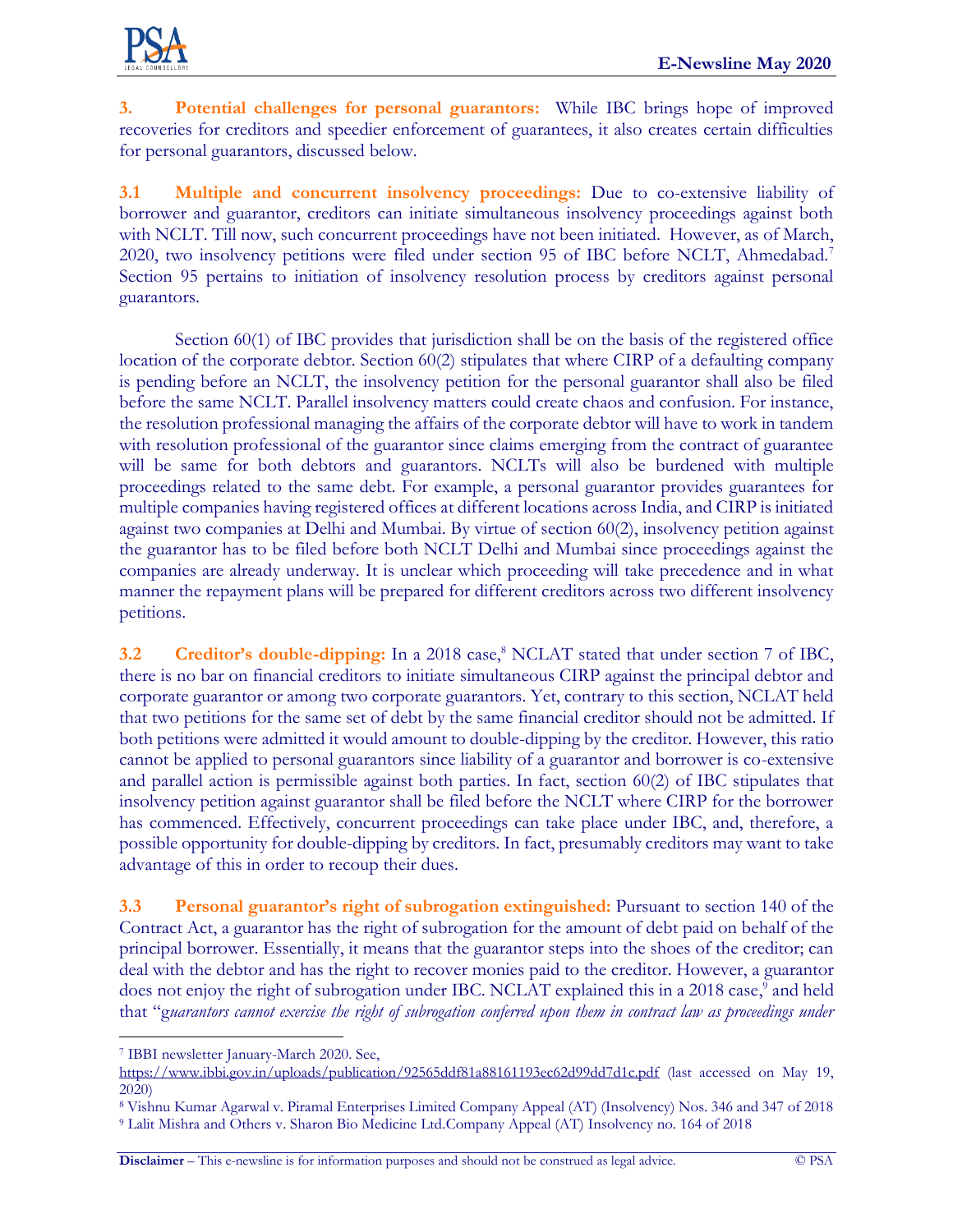**3. Potential challenges for personal guarantors:** While IBC brings hope of improved recoveries for creditors and speedier enforcement of guarantees, it also creates certain difficulties for personal guarantors, discussed below.

**3.1 Multiple and concurrent insolvency proceedings:** Due to co-extensive liability of borrower and guarantor, creditors can initiate simultaneous insolvency proceedings against both with NCLT. Till now, such concurrent proceedings have not been initiated. However, as of March, 2020, two insolvency petitions were filed under section 95 of IBC before NCLT, Ahmedabad.[7] Section 95 pertains to initiation of insolvency resolution process by creditors against personal guarantors.

Section 60(1) of IBC provides that jurisdiction shall be on the basis of the registered office location of the corporate debtor. Section 60(2) stipulates that where CIRP of a defaulting company is pending before an NCLT, the insolvency petition for the personal guarantor shall also be filed before the same NCLT. Parallel insolvency matters could create chaos and confusion. For instance, the resolution professional managing the affairs of the corporate debtor will have to work in tandem with resolution professional of the guarantor since claims emerging from the contract of guarantee will be same for both debtors and guarantors. NCLTs will also be burdened with multiple proceedings related to the same debt. For example, a personal guarantor provides guarantees for multiple companies having registered offices at different locations across India, and CIRP is initiated against two companies at Delhi and Mumbai. By virtue of section 60(2), insolvency petition against the guarantor has to be filed before both NCLT Delhi and Mumbai since proceedings against the companies are already underway. It is unclear which proceeding will take precedence and in what manner the repayment plans will be prepared for different creditors across two different insolvency petitions.

**3.2 Creditor's double-dipping:** In a 2018 case,[8] NCLAT stated that under section 7 of IBC, there is no bar on financial creditors to initiate simultaneous CIRP against the principal debtor and corporate guarantor or among two corporate guarantors. Yet, contrary to this section, NCLAT held that two petitions for the same set of debt by the same financial creditor should not be admitted. If both petitions were admitted it would amount to double-dipping by the creditor. However, this ratio cannot be applied to personal guarantors since liability of a guarantor and borrower is co-extensive and parallel action is permissible against both parties. In fact, section 60(2) of IBC stipulates that insolvency petition against guarantor shall be filed before the NCLT where CIRP for the borrower has commenced. Effectively, concurrent proceedings can take place under IBC, and, therefore, a possible opportunity for double-dipping by creditors. In fact, presumably creditors may want to take advantage of this in order to recoup their dues.

**3.3 Personal guarantor's right of subrogation extinguished:** Pursuant to section 140 of the Contract Act, a guarantor has the right of subrogation for the amount of debt paid on behalf of the principal borrower. Essentially, it means that the guarantor steps into the shoes of the creditor; can deal with the debtor and has the right to recover monies paid to the creditor. However, a guarantor does not enjoy the right of subrogation under IBC. NCLAT explained this in a 2018 case,[9] and held that "*guarantors cannot exercise the right of subrogation conferred upon them in contract law as proceedings under*

---

[7] IBBI newsletter January-March 2020. See, https://www.ibbi.gov.in/uploads/publication/92565ddf81a88161193ec62d99dd7d1c.pdf (last accessed on May 19, 2020)

[8] Vishnu Kumar Agarwal v. Piramal Enterprises Limited Company Appeal (AT) (Insolvency) Nos. 346 and 347 of 2018

[9] Lalit Mishra and Others v. Sharon Bio Medicine Ltd.Company Appeal (AT) Insolvency no. 164 of 2018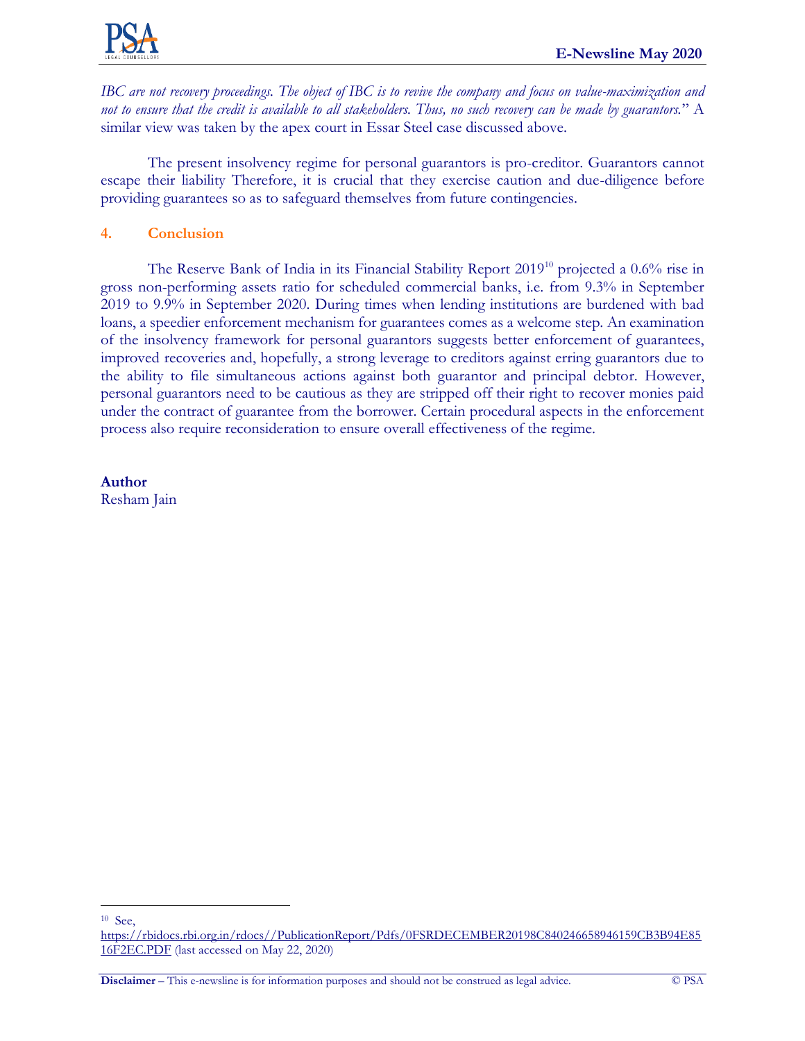*IBC are not recovery proceedings. The object of IBC is to revive the company and focus on value-maximization and not to ensure that the credit is available to all stakeholders. Thus, no such recovery can be made by guarantors.*" A similar view was taken by the apex court in Essar Steel case discussed above.

The present insolvency regime for personal guarantors is pro-creditor. Guarantors cannot escape their liability Therefore, it is crucial that they exercise caution and due-diligence before providing guarantees so as to safeguard themselves from future contingencies.

## 4. Conclusion

The Reserve Bank of India in its Financial Stability Report 2019[10] projected a 0.6% rise in gross non-performing assets ratio for scheduled commercial banks, i.e. from 9.3% in September 2019 to 9.9% in September 2020. During times when lending institutions are burdened with bad loans, a speedier enforcement mechanism for guarantees comes as a welcome step. An examination of the insolvency framework for personal guarantors suggests better enforcement of guarantees, improved recoveries and, hopefully, a strong leverage to creditors against erring guarantors due to the ability to file simultaneous actions against both guarantor and principal debtor. However, personal guarantors need to be cautious as they are stripped off their right to recover monies paid under the contract of guarantee from the borrower. Certain procedural aspects in the enforcement process also require reconsideration to ensure overall effectiveness of the regime.

**Author**
Resham Jain

---

[10] See, https://rbidocs.rbi.org.in/rdocs//PublicationReport/Pdfs/0FSRDECEMBER20198C840246658946159CB3B94E8516F2EC.PDF (last accessed on May 22, 2020)